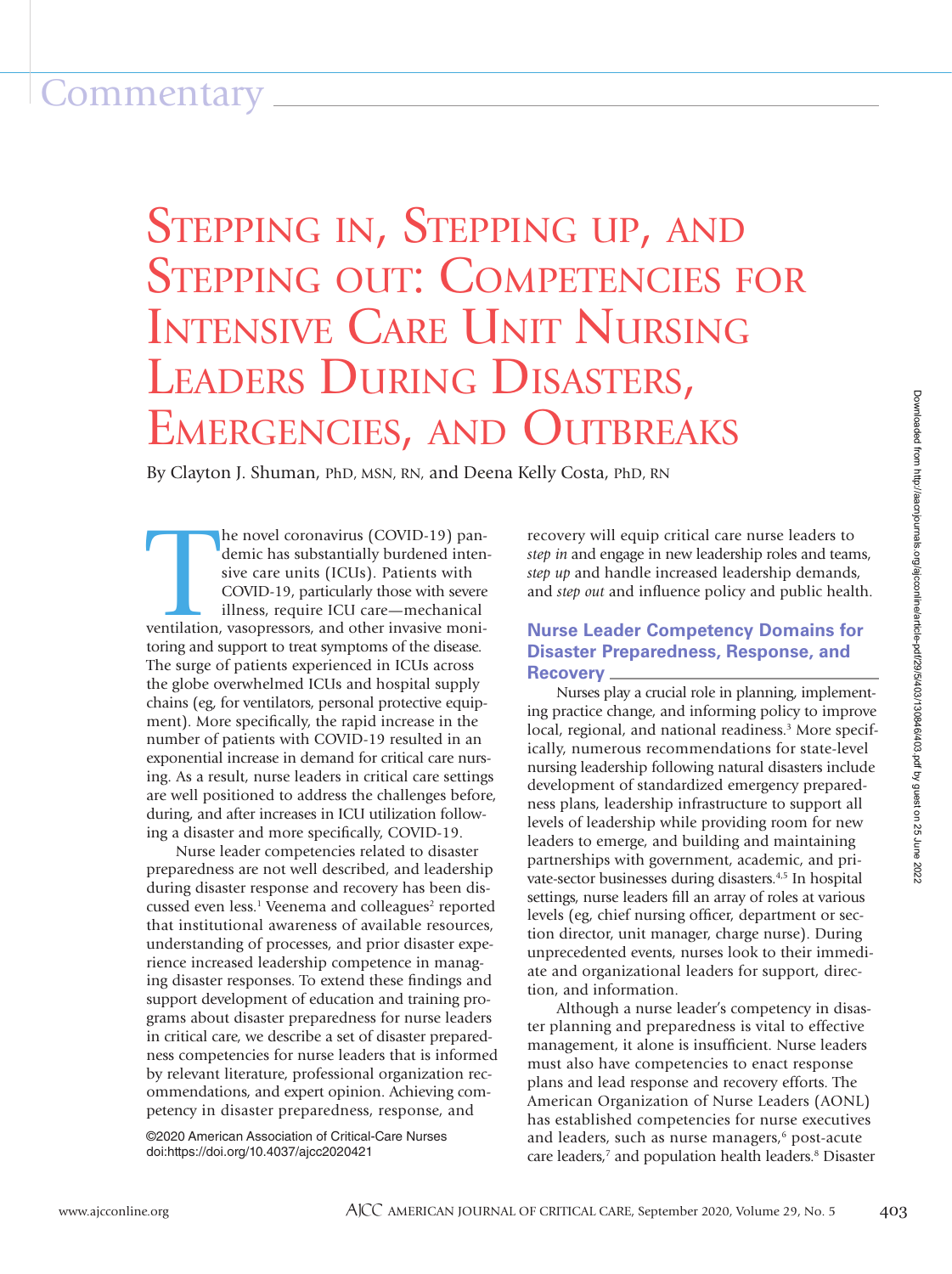Commentary

# Stepping in, Stepping up, and Stepping out: Competencies for Intensive Care Unit Nursing Leaders During Disasters, Emergencies, and Outbreaks

By Clayton J. Shuman, PhD, MSN, RN, and Deena Kelly Costa, PhD, RN

The novel coronavirus (COVID-19) pandemic has substantially burdened intensive care units (ICUs). Patients with COVID-19, particularly those with severe illness, require ICU care—mechanical ventilation, vasopressors, and other invasive monitoring and support to treat symptoms of the disease. The surge of patients experienced in ICUs across the globe overwhelmed ICUs and hospital supply chains (eg, for ventilators, personal protective equipment). More specifically, the rapid increase in the number of patients with COVID-19 resulted in an exponential increase in demand for critical care nursing. As a result, nurse leaders in critical care settings are well positioned to address the challenges before, during, and after increases in ICU utilization following a disaster and more specifically, COVID-19.

Nurse leader competencies related to disaster preparedness are not well described, and leadership during disaster response and recovery has been discussed even less.[1] Veenema and colleagues[2] reported that institutional awareness of available resources, understanding of processes, and prior disaster experience increased leadership competence in managing disaster responses. To extend these findings and support development of education and training programs about disaster preparedness for nurse leaders in critical care, we describe a set of disaster preparedness competencies for nurse leaders that is informed by relevant literature, professional organization recommendations, and expert opinion. Achieving competency in disaster preparedness, response, and recovery will equip critical care nurse leaders to *step in* and engage in new leadership roles and teams, *step up* and handle increased leadership demands, and *step out* and influence policy and public health.

©2020 American Association of Critical-Care Nurses
doi:https://doi.org/10.4037/ajcc2020421

## Nurse Leader Competency Domains for Disaster Preparedness, Response, and Recovery

Nurses play a crucial role in planning, implementing practice change, and informing policy to improve local, regional, and national readiness.[3] More specifically, numerous recommendations for state-level nursing leadership following natural disasters include development of standardized emergency preparedness plans, leadership infrastructure to support all levels of leadership while providing room for new leaders to emerge, and building and maintaining partnerships with government, academic, and private-sector businesses during disasters.[4,5] In hospital settings, nurse leaders fill an array of roles at various levels (eg, chief nursing officer, department or section director, unit manager, charge nurse). During unprecedented events, nurses look to their immediate and organizational leaders for support, direction, and information.

Although a nurse leader's competency in disaster planning and preparedness is vital to effective management, it alone is insufficient. Nurse leaders must also have competencies to enact response plans and lead response and recovery efforts. The American Organization of Nurse Leaders (AONL) has established competencies for nurse executives and leaders, such as nurse managers,[6] post-acute care leaders,[7] and population health leaders.[8] Disaster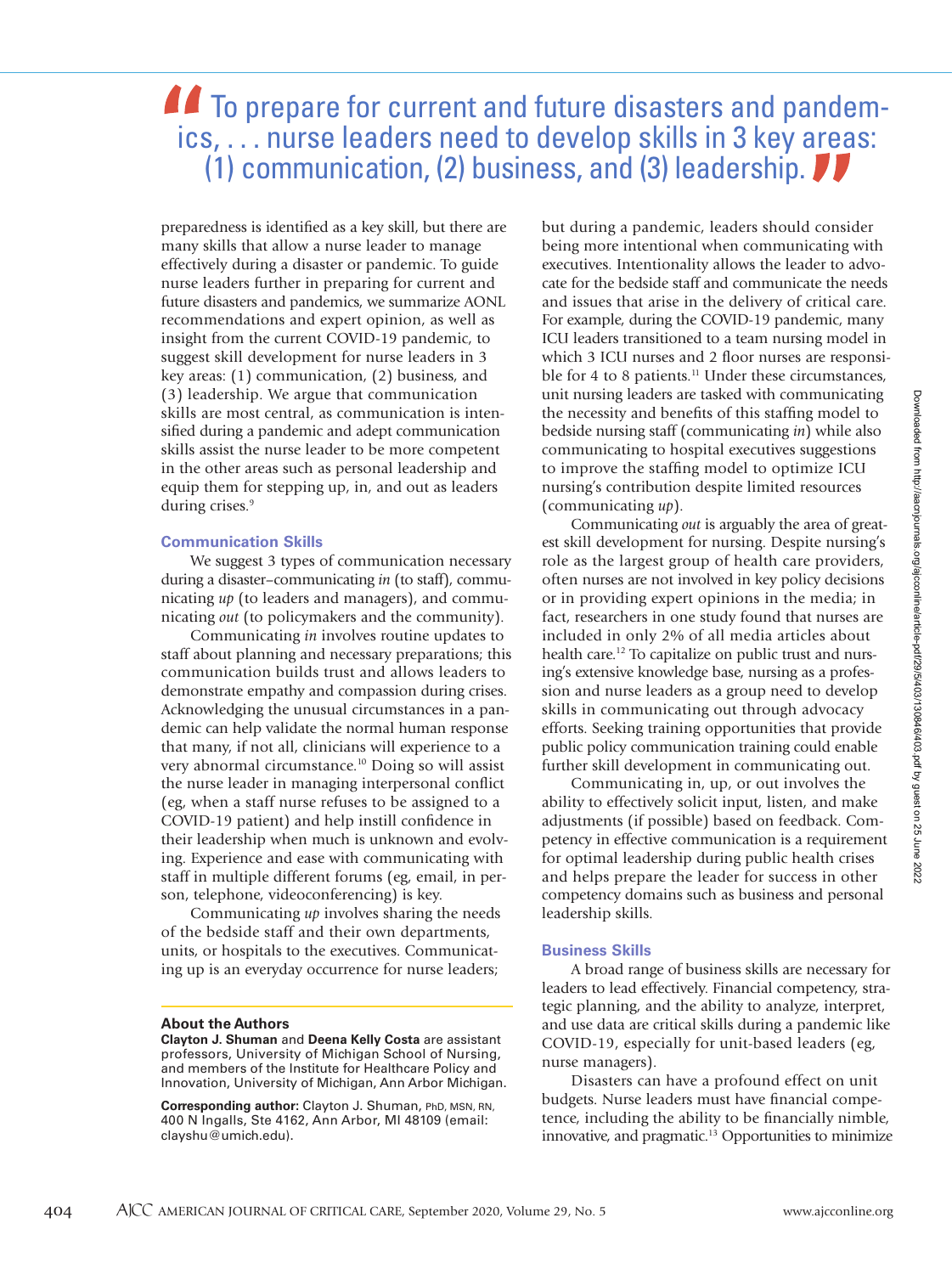> To prepare for current and future disasters and pandemics, . . . nurse leaders need to develop skills in 3 key areas: (1) communication, (2) business, and (3) leadership.

preparedness is identified as a key skill, but there are many skills that allow a nurse leader to manage effectively during a disaster or pandemic. To guide nurse leaders further in preparing for current and future disasters and pandemics, we summarize AONL recommendations and expert opinion, as well as insight from the current COVID-19 pandemic, to suggest skill development for nurse leaders in 3 key areas: (1) communication, (2) business, and (3) leadership. We argue that communication skills are most central, as communication is intensified during a pandemic and adept communication skills assist the nurse leader to be more competent in the other areas such as personal leadership and equip them for stepping up, in, and out as leaders during crises.[9]

### Communication Skills

We suggest 3 types of communication necessary during a disaster–communicating *in* (to staff), communicating *up* (to leaders and managers), and communicating *out* (to policymakers and the community).

Communicating *in* involves routine updates to staff about planning and necessary preparations; this communication builds trust and allows leaders to demonstrate empathy and compassion during crises. Acknowledging the unusual circumstances in a pandemic can help validate the normal human response that many, if not all, clinicians will experience to a very abnormal circumstance.[10] Doing so will assist the nurse leader in managing interpersonal conflict (eg, when a staff nurse refuses to be assigned to a COVID-19 patient) and help instill confidence in their leadership when much is unknown and evolving. Experience and ease with communicating with staff in multiple different forums (eg, email, in person, telephone, videoconferencing) is key.

Communicating *up* involves sharing the needs of the bedside staff and their own departments, units, or hospitals to the executives. Communicating up is an everyday occurrence for nurse leaders; but during a pandemic, leaders should consider being more intentional when communicating with executives. Intentionality allows the leader to advocate for the bedside staff and communicate the needs and issues that arise in the delivery of critical care. For example, during the COVID-19 pandemic, many ICU leaders transitioned to a team nursing model in which 3 ICU nurses and 2 floor nurses are responsible for 4 to 8 patients.[11] Under these circumstances, unit nursing leaders are tasked with communicating the necessity and benefits of this staffing model to bedside nursing staff (communicating *in*) while also communicating to hospital executives suggestions to improve the staffing model to optimize ICU nursing's contribution despite limited resources (communicating *up*).

Communicating *out* is arguably the area of greatest skill development for nursing. Despite nursing's role as the largest group of health care providers, often nurses are not involved in key policy decisions or in providing expert opinions in the media; in fact, researchers in one study found that nurses are included in only 2% of all media articles about health care.[12] To capitalize on public trust and nursing's extensive knowledge base, nursing as a profession and nurse leaders as a group need to develop skills in communicating out through advocacy efforts. Seeking training opportunities that provide public policy communication training could enable further skill development in communicating out.

Communicating in, up, or out involves the ability to effectively solicit input, listen, and make adjustments (if possible) based on feedback. Competency in effective communication is a requirement for optimal leadership during public health crises and helps prepare the leader for success in other competency domains such as business and personal leadership skills.

### Business Skills

A broad range of business skills are necessary for leaders to lead effectively. Financial competency, strategic planning, and the ability to analyze, interpret, and use data are critical skills during a pandemic like COVID-19, especially for unit-based leaders (eg, nurse managers).

Disasters can have a profound effect on unit budgets. Nurse leaders must have financial competence, including the ability to be financially nimble, innovative, and pragmatic.[13] Opportunities to minimize

**About the Authors**

**Clayton J. Shuman** and **Deena Kelly Costa** are assistant professors, University of Michigan School of Nursing, and members of the Institute for Healthcare Policy and Innovation, University of Michigan, Ann Arbor Michigan.

**Corresponding author:** Clayton J. Shuman, PhD, MSN, RN, 400 N Ingalls, Ste 4162, Ann Arbor, MI 48109 (email: clayshu@umich.edu).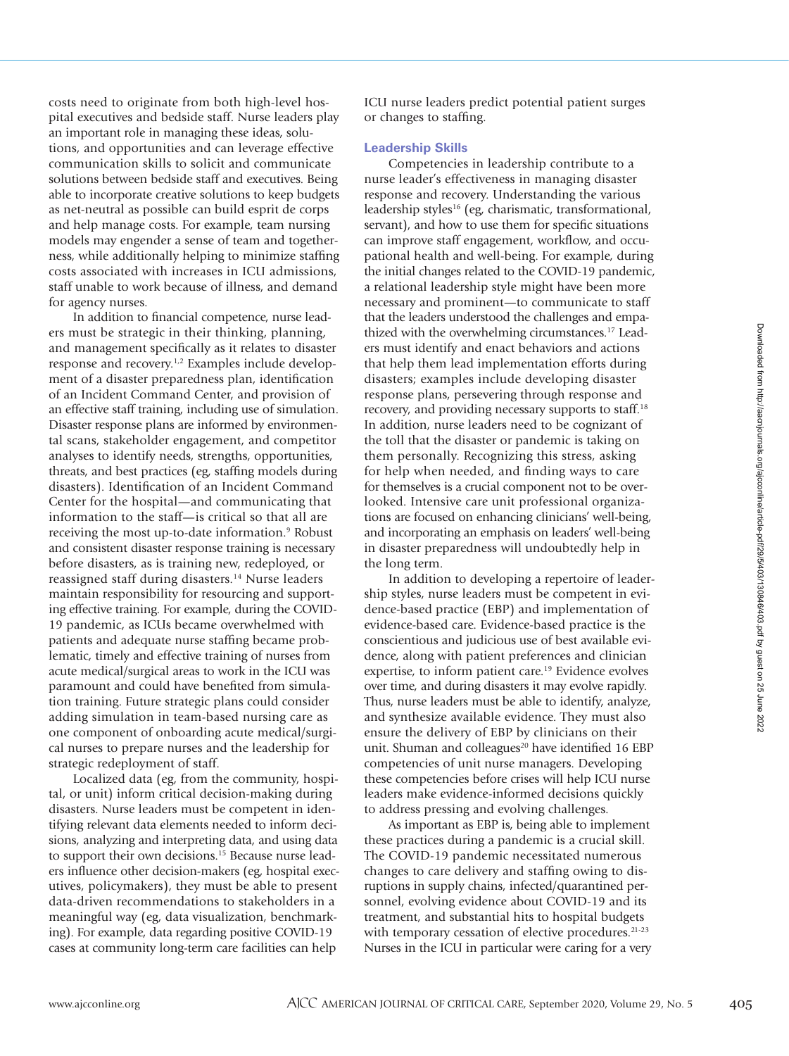costs need to originate from both high-level hospital executives and bedside staff. Nurse leaders play an important role in managing these ideas, solutions, and opportunities and can leverage effective communication skills to solicit and communicate solutions between bedside staff and executives. Being able to incorporate creative solutions to keep budgets as net-neutral as possible can build esprit de corps and help manage costs. For example, team nursing models may engender a sense of team and togetherness, while additionally helping to minimize staffing costs associated with increases in ICU admissions, staff unable to work because of illness, and demand for agency nurses.

In addition to financial competence, nurse leaders must be strategic in their thinking, planning, and management specifically as it relates to disaster response and recovery.[1,2] Examples include development of a disaster preparedness plan, identification of an Incident Command Center, and provision of an effective staff training, including use of simulation. Disaster response plans are informed by environmental scans, stakeholder engagement, and competitor analyses to identify needs, strengths, opportunities, threats, and best practices (eg, staffing models during disasters). Identification of an Incident Command Center for the hospital—and communicating that information to the staff—is critical so that all are receiving the most up-to-date information.[9] Robust and consistent disaster response training is necessary before disasters, as is training new, redeployed, or reassigned staff during disasters.[14] Nurse leaders maintain responsibility for resourcing and supporting effective training. For example, during the COVID-19 pandemic, as ICUs became overwhelmed with patients and adequate nurse staffing became problematic, timely and effective training of nurses from acute medical/surgical areas to work in the ICU was paramount and could have benefited from simulation training. Future strategic plans could consider adding simulation in team-based nursing care as one component of onboarding acute medical/surgical nurses to prepare nurses and the leadership for strategic redeployment of staff.

Localized data (eg, from the community, hospital, or unit) inform critical decision-making during disasters. Nurse leaders must be competent in identifying relevant data elements needed to inform decisions, analyzing and interpreting data, and using data to support their own decisions.[15] Because nurse leaders influence other decision-makers (eg, hospital executives, policymakers), they must be able to present data-driven recommendations to stakeholders in a meaningful way (eg, data visualization, benchmarking). For example, data regarding positive COVID-19 cases at community long-term care facilities can help ICU nurse leaders predict potential patient surges or changes to staffing.

### Leadership Skills

Competencies in leadership contribute to a nurse leader's effectiveness in managing disaster response and recovery. Understanding the various leadership styles[16] (eg, charismatic, transformational, servant), and how to use them for specific situations can improve staff engagement, workflow, and occupational health and well-being. For example, during the initial changes related to the COVID-19 pandemic, a relational leadership style might have been more necessary and prominent—to communicate to staff that the leaders understood the challenges and empathized with the overwhelming circumstances.[17] Leaders must identify and enact behaviors and actions that help them lead implementation efforts during disasters; examples include developing disaster response plans, persevering through response and recovery, and providing necessary supports to staff.[18] In addition, nurse leaders need to be cognizant of the toll that the disaster or pandemic is taking on them personally. Recognizing this stress, asking for help when needed, and finding ways to care for themselves is a crucial component not to be overlooked. Intensive care unit professional organizations are focused on enhancing clinicians' well-being, and incorporating an emphasis on leaders' well-being in disaster preparedness will undoubtedly help in the long term.

In addition to developing a repertoire of leadership styles, nurse leaders must be competent in evidence-based practice (EBP) and implementation of evidence-based care. Evidence-based practice is the conscientious and judicious use of best available evidence, along with patient preferences and clinician expertise, to inform patient care.[19] Evidence evolves over time, and during disasters it may evolve rapidly. Thus, nurse leaders must be able to identify, analyze, and synthesize available evidence. They must also ensure the delivery of EBP by clinicians on their unit. Shuman and colleagues[20] have identified 16 EBP competencies of unit nurse managers. Developing these competencies before crises will help ICU nurse leaders make evidence-informed decisions quickly to address pressing and evolving challenges.

As important as EBP is, being able to implement these practices during a pandemic is a crucial skill. The COVID-19 pandemic necessitated numerous changes to care delivery and staffing owing to disruptions in supply chains, infected/quarantined personnel, evolving evidence about COVID-19 and its treatment, and substantial hits to hospital budgets with temporary cessation of elective procedures.[21-23] Nurses in the ICU in particular were caring for a very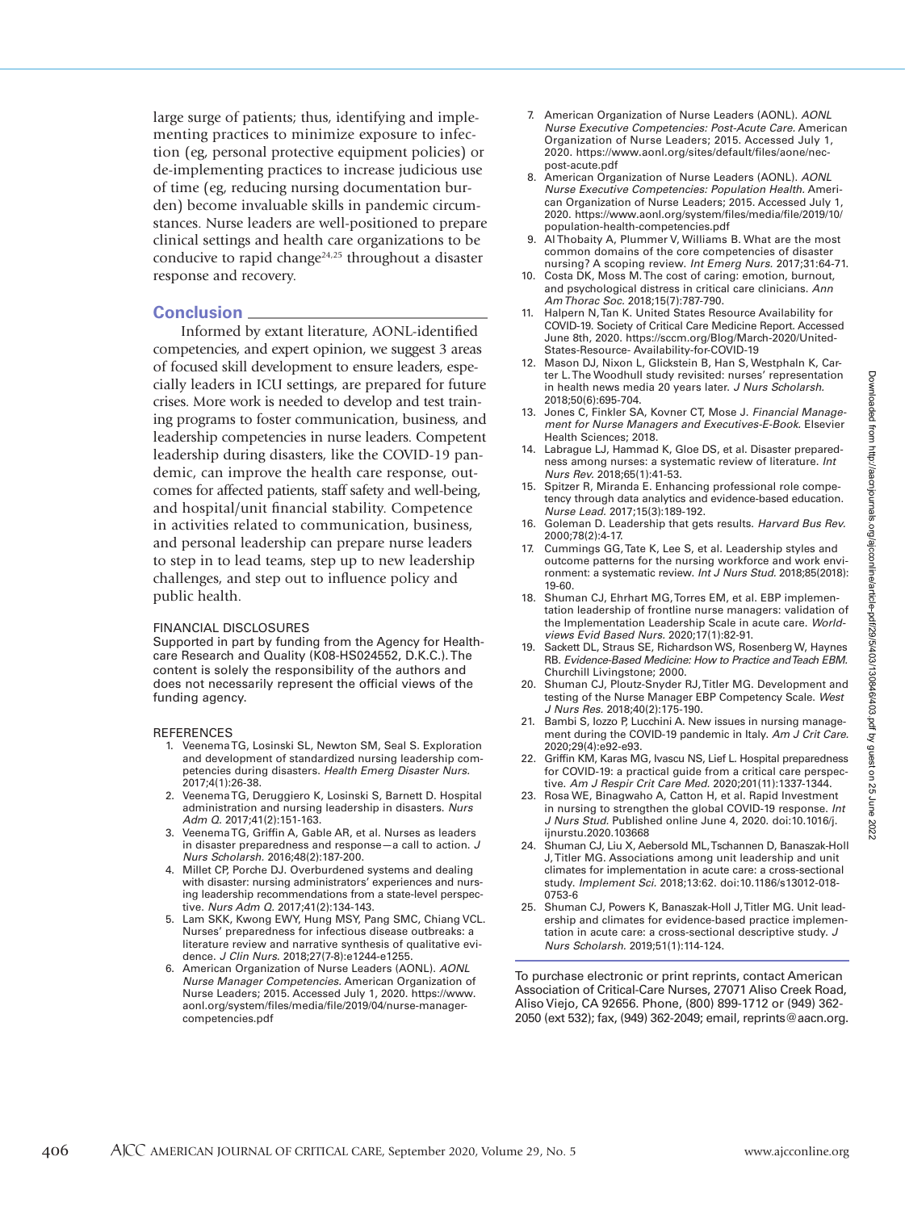large surge of patients; thus, identifying and implementing practices to minimize exposure to infection (eg, personal protective equipment policies) or de-implementing practices to increase judicious use of time (eg, reducing nursing documentation burden) become invaluable skills in pandemic circumstances. Nurse leaders are well-positioned to prepare clinical settings and health care organizations to be conducive to rapid change[24,25] throughout a disaster response and recovery.

## Conclusion

Informed by extant literature, AONL-identified competencies, and expert opinion, we suggest 3 areas of focused skill development to ensure leaders, especially leaders in ICU settings, are prepared for future crises. More work is needed to develop and test training programs to foster communication, business, and leadership competencies in nurse leaders. Competent leadership during disasters, like the COVID-19 pandemic, can improve the health care response, outcomes for affected patients, staff safety and well-being, and hospital/unit financial stability. Competence in activities related to communication, business, and personal leadership can prepare nurse leaders to step in to lead teams, step up to new leadership challenges, and step out to influence policy and public health.

FINANCIAL DISCLOSURES

Supported in part by funding from the Agency for Healthcare Research and Quality (K08-HS024552, D.K.C.). The content is solely the responsibility of the authors and does not necessarily represent the official views of the funding agency.

REFERENCES

1. Veenema TG, Losinski SL, Newton SM, Seal S. Exploration and development of standardized nursing leadership competencies during disasters. *Health Emerg Disaster Nurs.* 2017;4(1):26-38.
2. Veenema TG, Deruggiero K, Losinski S, Barnett D. Hospital administration and nursing leadership in disasters. *Nurs Adm Q.* 2017;41(2):151-163.
3. Veenema TG, Griffin A, Gable AR, et al. Nurses as leaders in disaster preparedness and response—a call to action. *J Nurs Scholarsh.* 2016;48(2):187-200.
4. Millet CP, Porche DJ. Overburdened systems and dealing with disaster: nursing administrators' experiences and nursing leadership recommendations from a state-level perspective. *Nurs Adm Q.* 2017;41(2):134-143.
5. Lam SKK, Kwong EWY, Hung MSY, Pang SMC, Chiang VCL. Nurses' preparedness for infectious disease outbreaks: a literature review and narrative synthesis of qualitative evidence. *J Clin Nurs.* 2018;27(7-8):e1244-e1255.
6. American Organization of Nurse Leaders (AONL). *AONL Nurse Manager Competencies.* American Organization of Nurse Leaders; 2015. Accessed July 1, 2020. https://www.aonl.org/system/files/media/file/2019/04/nurse-manager-competencies.pdf
7. American Organization of Nurse Leaders (AONL). *AONL Nurse Executive Competencies: Post-Acute Care.* American Organization of Nurse Leaders; 2015. Accessed July 1, 2020. https://www.aonl.org/sites/default/files/aone/nec-post-acute.pdf
8. American Organization of Nurse Leaders (AONL). *AONL Nurse Executive Competencies: Population Health.* American Organization of Nurse Leaders; 2015. Accessed July 1, 2020. https://www.aonl.org/system/files/media/file/2019/10/population-health-competencies.pdf
9. Al Thobaity A, Plummer V, Williams B. What are the most common domains of the core competencies of disaster nursing? A scoping review. *Int Emerg Nurs.* 2017;31:64-71.
10. Costa DK, Moss M. The cost of caring: emotion, burnout, and psychological distress in critical care clinicians. *Ann Am Thorac Soc.* 2018;15(7):787-790.
11. Halpern N, Tan K. United States Resource Availability for COVID-19. Society of Critical Care Medicine Report. Accessed June 8th, 2020. https://sccm.org/Blog/March-2020/United-States-Resource- Availability-for-COVID-19
12. Mason DJ, Nixon L, Glickstein B, Han S, Westphaln K, Carter L. The Woodhull study revisited: nurses' representation in health news media 20 years later. *J Nurs Scholarsh.* 2018;50(6):695-704.
13. Jones C, Finkler SA, Kovner CT, Mose J. *Financial Management for Nurse Managers and Executives-E-Book.* Elsevier Health Sciences; 2018.
14. Labrague LJ, Hammad K, Gloe DS, et al. Disaster preparedness among nurses: a systematic review of literature. *Int Nurs Rev.* 2018;65(1):41-53.
15. Spitzer R, Miranda E. Enhancing professional role competency through data analytics and evidence-based education. *Nurse Lead.* 2017;15(3):189-192.
16. Goleman D. Leadership that gets results. *Harvard Bus Rev.* 2000;78(2):4-17.
17. Cummings GG, Tate K, Lee S, et al. Leadership styles and outcome patterns for the nursing workforce and work environment: a systematic review. *Int J Nurs Stud.* 2018;85(2018):19-60.
18. Shuman CJ, Ehrhart MG, Torres EM, et al. EBP implementation leadership of frontline nurse managers: validation of the Implementation Leadership Scale in acute care. *Worldviews Evid Based Nurs.* 2020;17(1):82-91.
19. Sackett DL, Straus SE, Richardson WS, Rosenberg W, Haynes RB. *Evidence-Based Medicine: How to Practice and Teach EBM.* Churchill Livingstone; 2000.
20. Shuman CJ, Ploutz-Snyder RJ, Titler MG. Development and testing of the Nurse Manager EBP Competency Scale. *West J Nurs Res.* 2018;40(2):175-190.
21. Bambi S, Iozzo P, Lucchini A. New issues in nursing management during the COVID-19 pandemic in Italy. *Am J Crit Care.* 2020;29(4):e92-e93.
22. Griffin KM, Karas MG, Ivascu NS, Lief L. Hospital preparedness for COVID-19: a practical guide from a critical care perspective. *Am J Respir Crit Care Med.* 2020;201(11):1337-1344.
23. Rosa WE, Binagwaho A, Catton H, et al. Rapid Investment in nursing to strengthen the global COVID-19 response. *Int J Nurs Stud.* Published online June 4, 2020. doi:10.1016/j.ijnurstu.2020.103668
24. Shuman CJ, Liu X, Aebersold ML, Tschannen D, Banaszak-Holl J, Titler MG. Associations among unit leadership and unit climates for implementation in acute care: a cross-sectional study. *Implement Sci.* 2018;13:62. doi:10.1186/s13012-018-0753-6
25. Shuman CJ, Powers K, Banaszak-Holl J, Titler MG. Unit leadership and climates for evidence-based practice implementation in acute care: a cross-sectional descriptive study. *J Nurs Scholarsh.* 2019;51(1):114-124.

To purchase electronic or print reprints, contact American Association of Critical-Care Nurses, 27071 Aliso Creek Road, Aliso Viejo, CA 92656. Phone, (800) 899-1712 or (949) 362-2050 (ext 532); fax, (949) 362-2049; email, reprints@aacn.org.